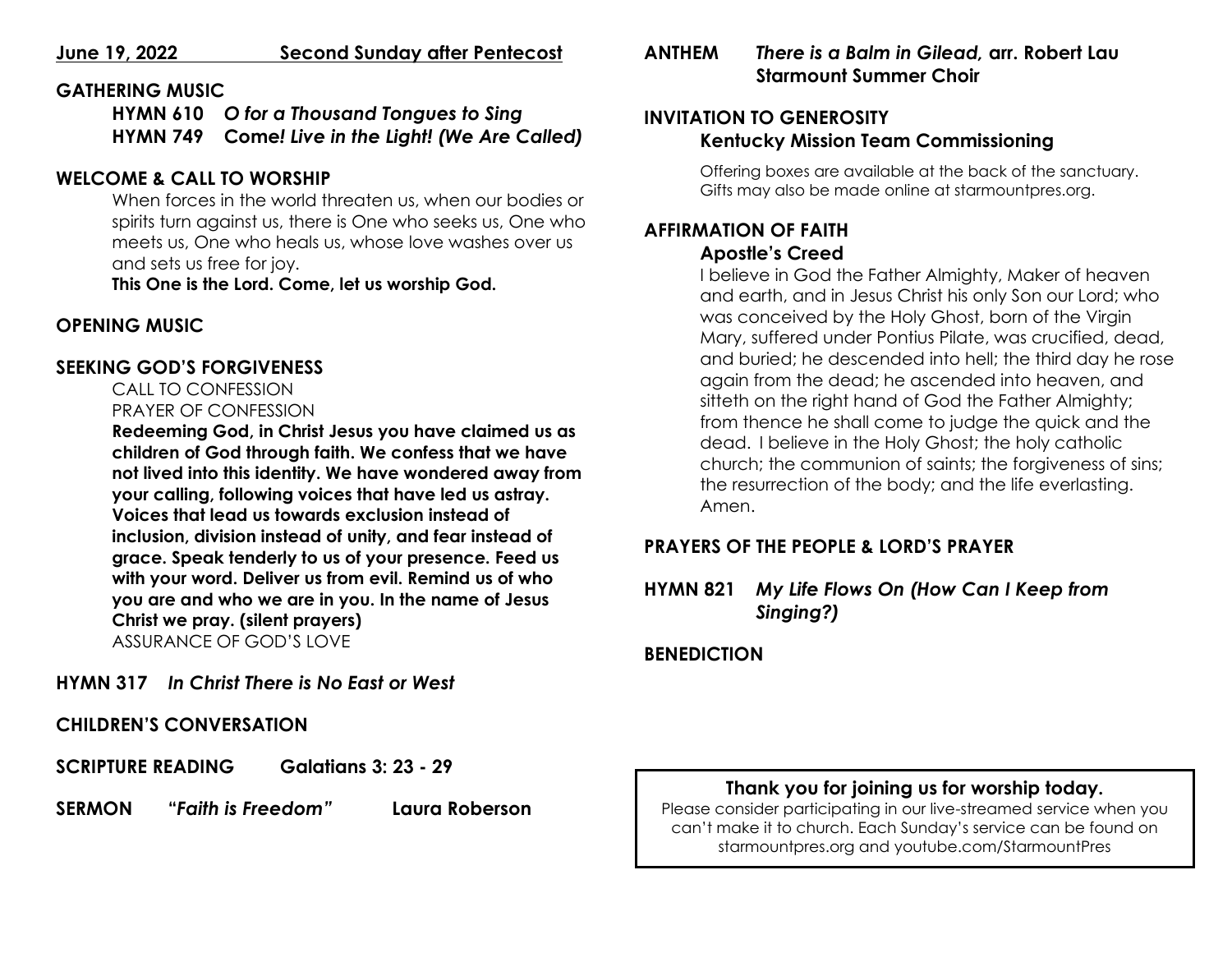**June 19, 2022 Second Sunday after Pentecost**

## GATHERING MUSIC

**HYMN 610** ***O for a Thousand Tongues to Sing***
**HYMN 749** ***Come! Live in the Light! (We Are Called)***

## WELCOME & CALL TO WORSHIP

When forces in the world threaten us, when our bodies or spirits turn against us, there is One who seeks us, One who meets us, One who heals us, whose love washes over us and sets us free for joy.
**This One is the Lord. Come, let us worship God.**

## OPENING MUSIC

## SEEKING GOD'S FORGIVENESS

CALL TO CONFESSION
PRAYER OF CONFESSION
**Redeeming God, in Christ Jesus you have claimed us as children of God through faith. We confess that we have not lived into this identity. We have wondered away from your calling, following voices that have led us astray. Voices that lead us towards exclusion instead of inclusion, division instead of unity, and fear instead of grace. Speak tenderly to us of your presence. Feed us with your word. Deliver us from evil. Remind us of who you are and who we are in you. In the name of Jesus Christ we pray. (silent prayers)**
ASSURANCE OF GOD'S LOVE

## HYMN 317 *In Christ There is No East or West*

## CHILDREN'S CONVERSATION

## SCRIPTURE READING Galatians 3: 23 - 29

## SERMON "*Faith is Freedom*" Laura Roberson

## ANTHEM *There is a Balm in Gilead,* arr. Robert Lau
**Starmount Summer Choir**

## INVITATION TO GENEROSITY

**Kentucky Mission Team Commissioning**

Offering boxes are available at the back of the sanctuary. Gifts may also be made online at starmountpres.org.

## AFFIRMATION OF FAITH

**Apostle's Creed**

I believe in God the Father Almighty, Maker of heaven and earth, and in Jesus Christ his only Son our Lord; who was conceived by the Holy Ghost, born of the Virgin Mary, suffered under Pontius Pilate, was crucified, dead, and buried; he descended into hell; the third day he rose again from the dead; he ascended into heaven, and sitteth on the right hand of God the Father Almighty; from thence he shall come to judge the quick and the dead. I believe in the Holy Ghost; the holy catholic church; the communion of saints; the forgiveness of sins; the resurrection of the body; and the life everlasting. Amen.

## PRAYERS OF THE PEOPLE & LORD'S PRAYER

## HYMN 821 *My Life Flows On (How Can I Keep from Singing?)*

## BENEDICTION

**Thank you for joining us for worship today.**
Please consider participating in our live-streamed service when you can't make it to church. Each Sunday's service can be found on starmountpres.org and youtube.com/StarmountPres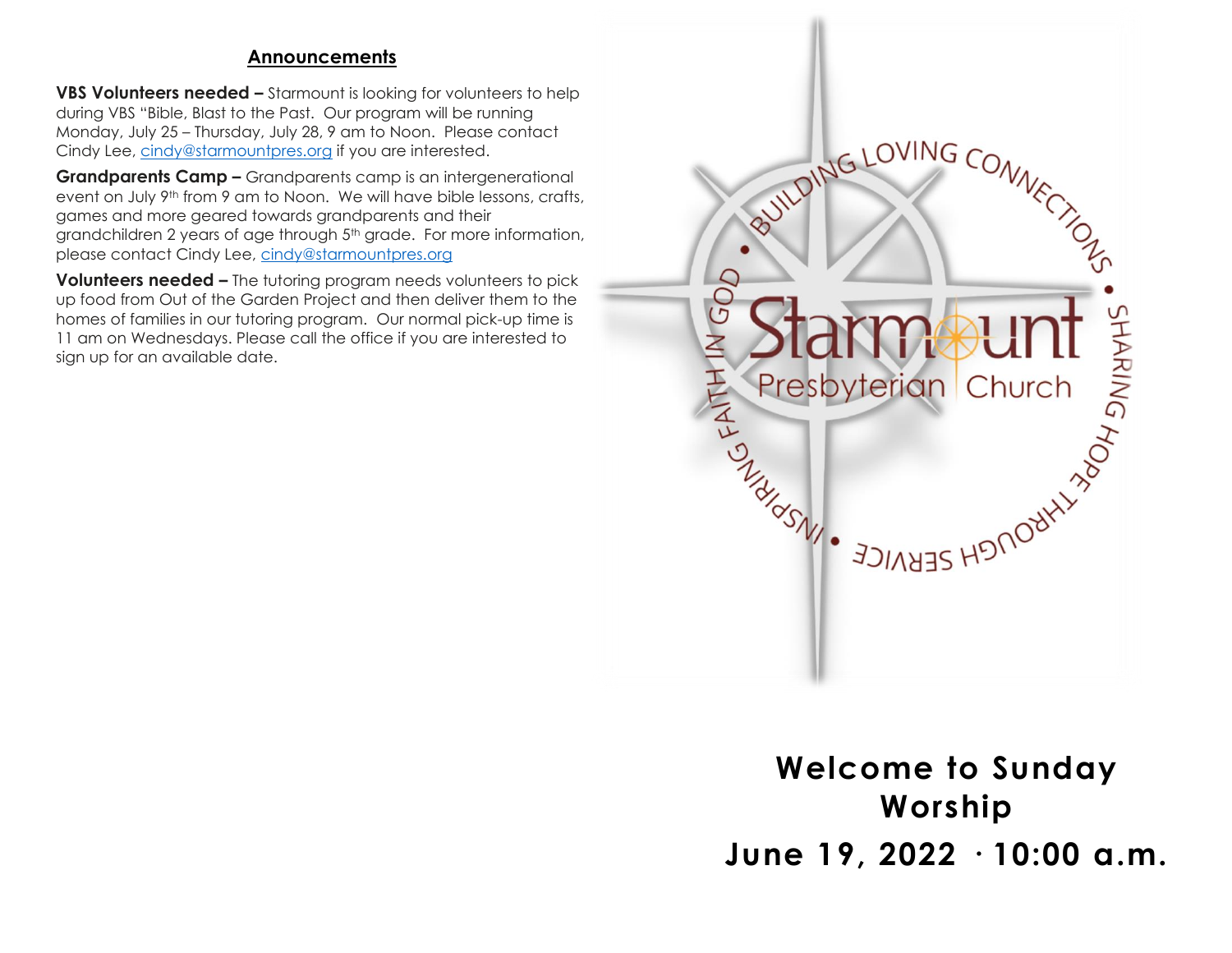## Announcements

**VBS Volunteers needed –** Starmount is looking for volunteers to help during VBS "Bible, Blast to the Past. Our program will be running Monday, July 25 – Thursday, July 28, 9 am to Noon. Please contact Cindy Lee, cindy@starmountpres.org if you are interested.

**Grandparents Camp –** Grandparents camp is an intergenerational event on July 9th from 9 am to Noon. We will have bible lessons, crafts, games and more geared towards grandparents and their grandchildren 2 years of age through 5th grade. For more information, please contact Cindy Lee, cindy@starmountpres.org

**Volunteers needed –** The tutoring program needs volunteers to pick up food from Out of the Garden Project and then deliver them to the homes of families in our tutoring program. Our normal pick-up time is 11 am on Wednesdays. Please call the office if you are interested to sign up for an available date.

Starmount Presbyterian Church

BUILDING LOVING CONNECTIONS • SHARING HOPE THROUGH SERVICE • INSPIRING FAITH IN GOD •

# Welcome to Sunday Worship

## June 19, 2022 · 10:00 a.m.